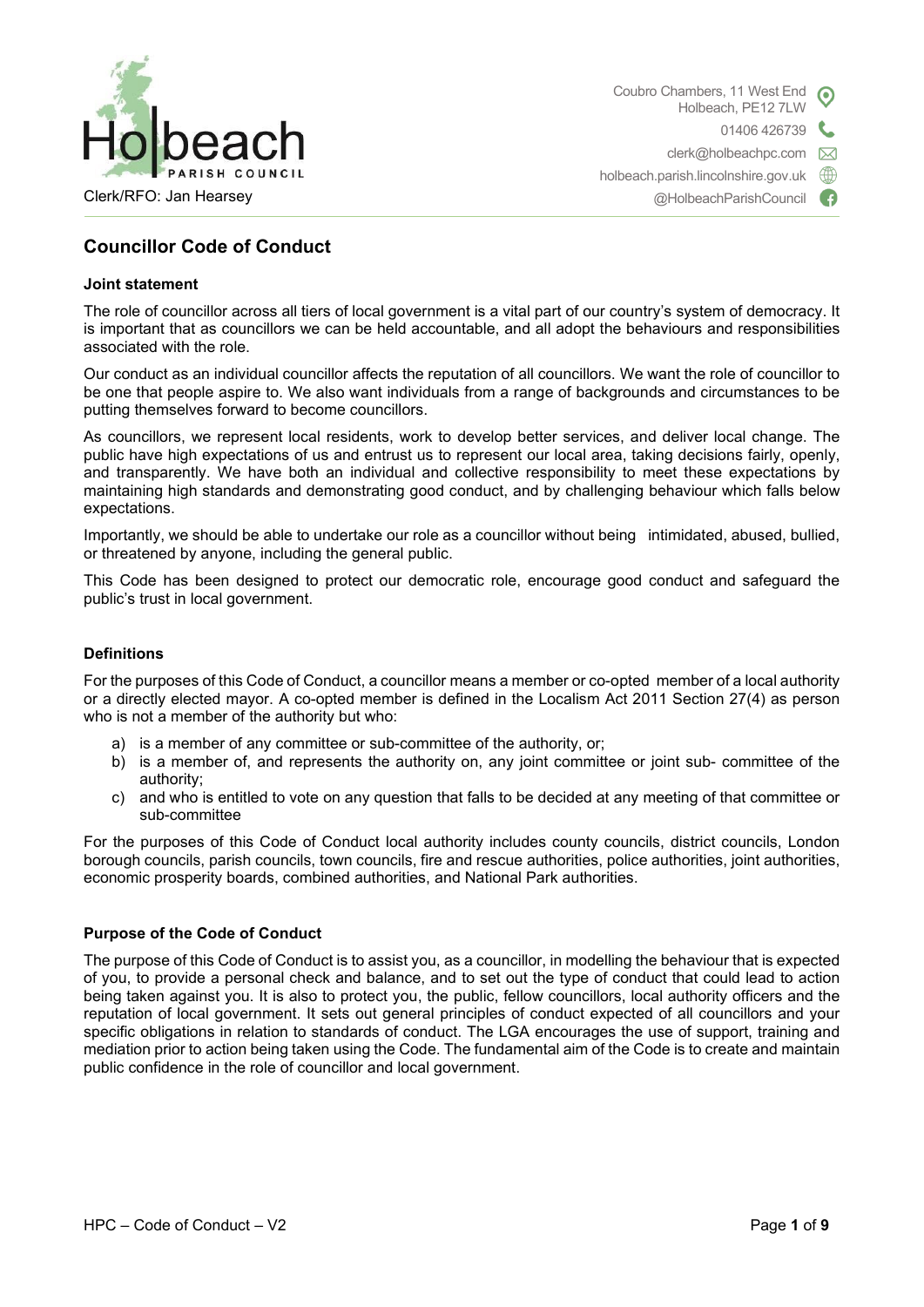Holbeach PARISH COUNCIL

Clerk/RFO: Jan Hearsey

Coubro Chambers, 11 West End
Holbeach, PE12 7LW
01406 426739
clerk@holbeachpc.com
holbeach.parish.lincolnshire.gov.uk
@HolbeachParishCouncil

## Councillor Code of Conduct

### Joint statement

The role of councillor across all tiers of local government is a vital part of our country's system of democracy. It is important that as councillors we can be held accountable, and all adopt the behaviours and responsibilities associated with the role.

Our conduct as an individual councillor affects the reputation of all councillors. We want the role of councillor to be one that people aspire to. We also want individuals from a range of backgrounds and circumstances to be putting themselves forward to become councillors.

As councillors, we represent local residents, work to develop better services, and deliver local change. The public have high expectations of us and entrust us to represent our local area, taking decisions fairly, openly, and transparently. We have both an individual and collective responsibility to meet these expectations by maintaining high standards and demonstrating good conduct, and by challenging behaviour which falls below expectations.

Importantly, we should be able to undertake our role as a councillor without being intimidated, abused, bullied, or threatened by anyone, including the general public.

This Code has been designed to protect our democratic role, encourage good conduct and safeguard the public's trust in local government.

### Definitions

For the purposes of this Code of Conduct, a councillor means a member or co-opted member of a local authority or a directly elected mayor. A co-opted member is defined in the Localism Act 2011 Section 27(4) as person who is not a member of the authority but who:

a) is a member of any committee or sub-committee of the authority, or;
b) is a member of, and represents the authority on, any joint committee or joint sub- committee of the authority;
c) and who is entitled to vote on any question that falls to be decided at any meeting of that committee or sub-committee

For the purposes of this Code of Conduct local authority includes county councils, district councils, London borough councils, parish councils, town councils, fire and rescue authorities, police authorities, joint authorities, economic prosperity boards, combined authorities, and National Park authorities.

### Purpose of the Code of Conduct

The purpose of this Code of Conduct is to assist you, as a councillor, in modelling the behaviour that is expected of you, to provide a personal check and balance, and to set out the type of conduct that could lead to action being taken against you. It is also to protect you, the public, fellow councillors, local authority officers and the reputation of local government. It sets out general principles of conduct expected of all councillors and your specific obligations in relation to standards of conduct. The LGA encourages the use of support, training and mediation prior to action being taken using the Code. The fundamental aim of the Code is to create and maintain public confidence in the role of councillor and local government.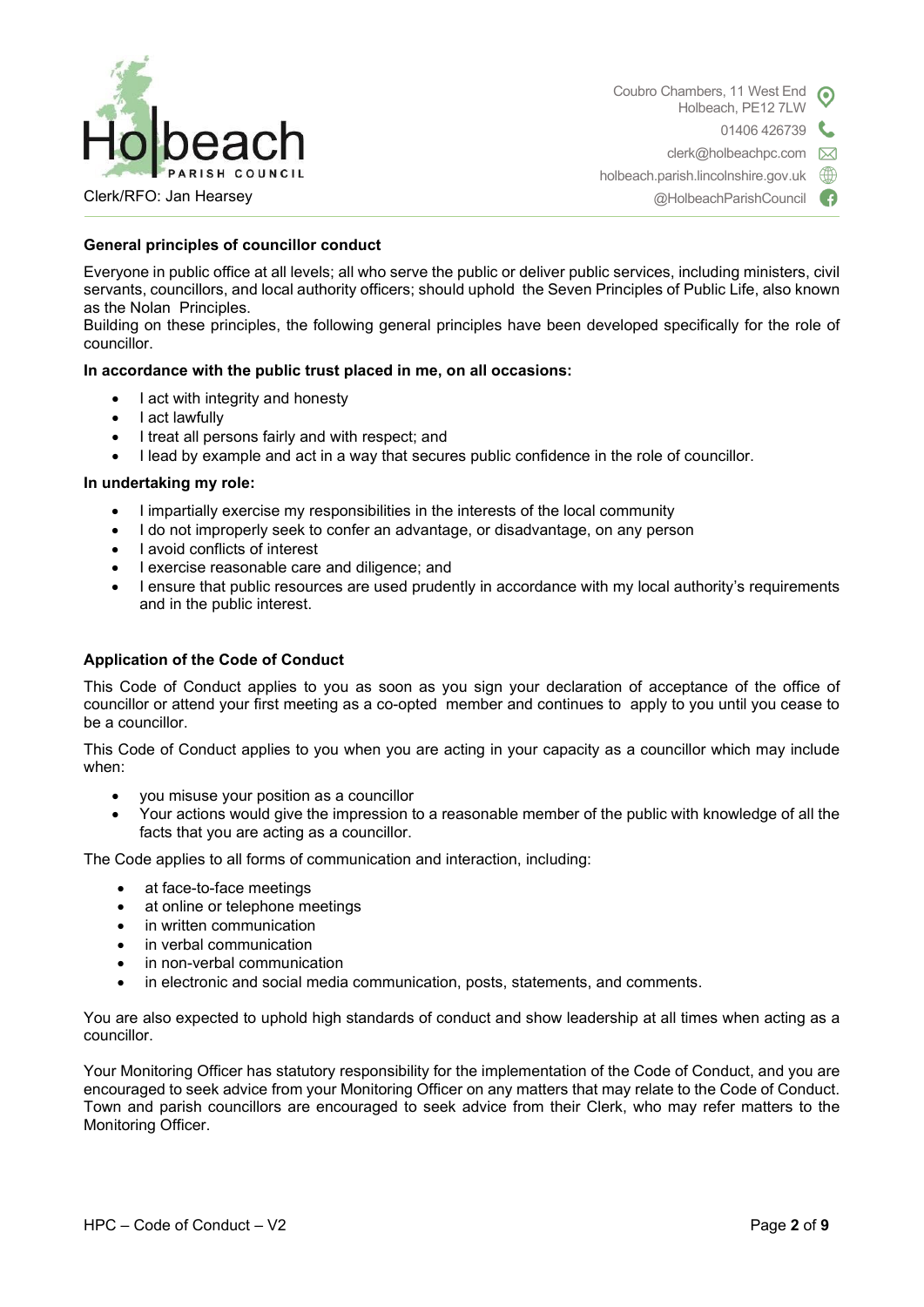## General principles of councillor conduct

Everyone in public office at all levels; all who serve the public or deliver public services, including ministers, civil servants, councillors, and local authority officers; should uphold the Seven Principles of Public Life, also known as the Nolan Principles.
Building on these principles, the following general principles have been developed specifically for the role of councillor.

**In accordance with the public trust placed in me, on all occasions:**

- I act with integrity and honesty
- I act lawfully
- I treat all persons fairly and with respect; and
- I lead by example and act in a way that secures public confidence in the role of councillor.

**In undertaking my role:**

- I impartially exercise my responsibilities in the interests of the local community
- I do not improperly seek to confer an advantage, or disadvantage, on any person
- I avoid conflicts of interest
- I exercise reasonable care and diligence; and
- I ensure that public resources are used prudently in accordance with my local authority's requirements and in the public interest.

## Application of the Code of Conduct

This Code of Conduct applies to you as soon as you sign your declaration of acceptance of the office of councillor or attend your first meeting as a co-opted member and continues to apply to you until you cease to be a councillor.

This Code of Conduct applies to you when you are acting in your capacity as a councillor which may include when:

- you misuse your position as a councillor
- Your actions would give the impression to a reasonable member of the public with knowledge of all the facts that you are acting as a councillor.

The Code applies to all forms of communication and interaction, including:

- at face-to-face meetings
- at online or telephone meetings
- in written communication
- in verbal communication
- in non-verbal communication
- in electronic and social media communication, posts, statements, and comments.

You are also expected to uphold high standards of conduct and show leadership at all times when acting as a councillor.

Your Monitoring Officer has statutory responsibility for the implementation of the Code of Conduct, and you are encouraged to seek advice from your Monitoring Officer on any matters that may relate to the Code of Conduct. Town and parish councillors are encouraged to seek advice from their Clerk, who may refer matters to the Monitoring Officer.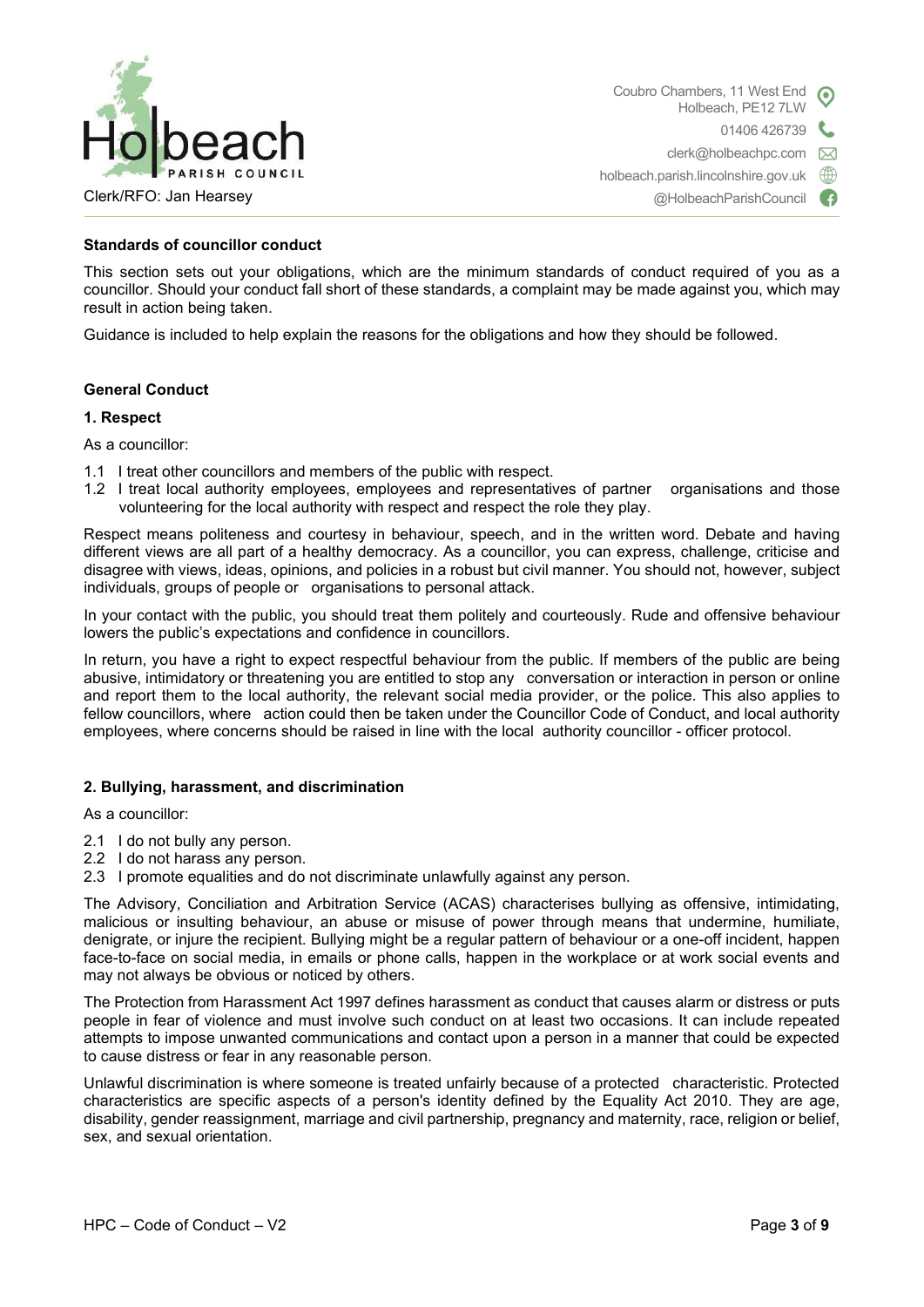**Standards of councillor conduct**

This section sets out your obligations, which are the minimum standards of conduct required of you as a councillor. Should your conduct fall short of these standards, a complaint may be made against you, which may result in action being taken.

Guidance is included to help explain the reasons for the obligations and how they should be followed.

**General Conduct**

**1. Respect**

As a councillor:

1.1 I treat other councillors and members of the public with respect.
1.2 I treat local authority employees, employees and representatives of partner organisations and those volunteering for the local authority with respect and respect the role they play.

Respect means politeness and courtesy in behaviour, speech, and in the written word. Debate and having different views are all part of a healthy democracy. As a councillor, you can express, challenge, criticise and disagree with views, ideas, opinions, and policies in a robust but civil manner. You should not, however, subject individuals, groups of people or organisations to personal attack.

In your contact with the public, you should treat them politely and courteously. Rude and offensive behaviour lowers the public's expectations and confidence in councillors.

In return, you have a right to expect respectful behaviour from the public. If members of the public are being abusive, intimidatory or threatening you are entitled to stop any conversation or interaction in person or online and report them to the local authority, the relevant social media provider, or the police. This also applies to fellow councillors, where action could then be taken under the Councillor Code of Conduct, and local authority employees, where concerns should be raised in line with the local authority councillor - officer protocol.

**2. Bullying, harassment, and discrimination**

As a councillor:

2.1 I do not bully any person.
2.2 I do not harass any person.
2.3 I promote equalities and do not discriminate unlawfully against any person.

The Advisory, Conciliation and Arbitration Service (ACAS) characterises bullying as offensive, intimidating, malicious or insulting behaviour, an abuse or misuse of power through means that undermine, humiliate, denigrate, or injure the recipient. Bullying might be a regular pattern of behaviour or a one-off incident, happen face-to-face on social media, in emails or phone calls, happen in the workplace or at work social events and may not always be obvious or noticed by others.

The Protection from Harassment Act 1997 defines harassment as conduct that causes alarm or distress or puts people in fear of violence and must involve such conduct on at least two occasions. It can include repeated attempts to impose unwanted communications and contact upon a person in a manner that could be expected to cause distress or fear in any reasonable person.

Unlawful discrimination is where someone is treated unfairly because of a protected characteristic. Protected characteristics are specific aspects of a person's identity defined by the Equality Act 2010. They are age, disability, gender reassignment, marriage and civil partnership, pregnancy and maternity, race, religion or belief, sex, and sexual orientation.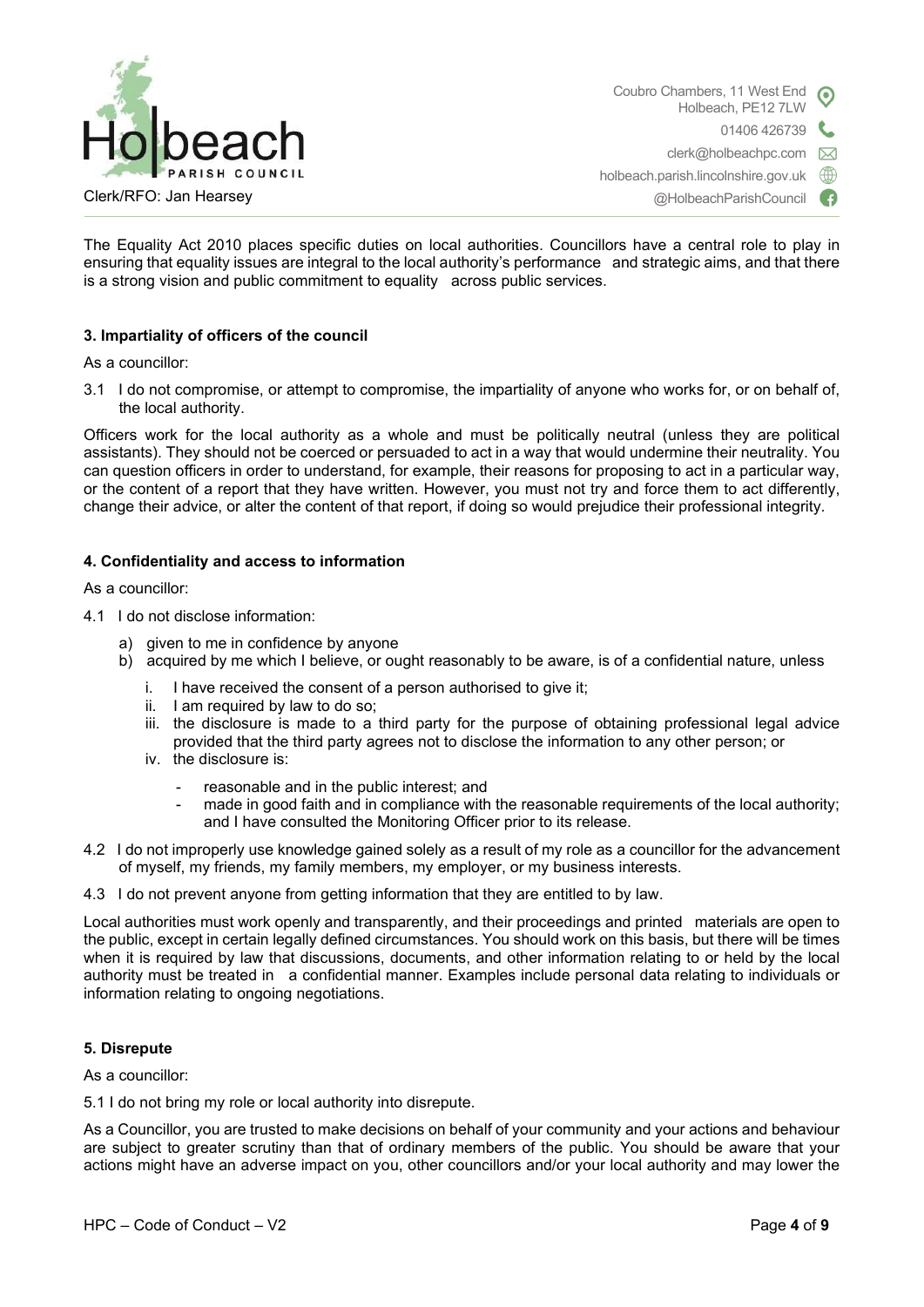The Equality Act 2010 places specific duties on local authorities. Councillors have a central role to play in ensuring that equality issues are integral to the local authority's performance and strategic aims, and that there is a strong vision and public commitment to equality across public services.

### 3. Impartiality of officers of the council

As a councillor:

3.1 I do not compromise, or attempt to compromise, the impartiality of anyone who works for, or on behalf of, the local authority.

Officers work for the local authority as a whole and must be politically neutral (unless they are political assistants). They should not be coerced or persuaded to act in a way that would undermine their neutrality. You can question officers in order to understand, for example, their reasons for proposing to act in a particular way, or the content of a report that they have written. However, you must not try and force them to act differently, change their advice, or alter the content of that report, if doing so would prejudice their professional integrity.

### 4. Confidentiality and access to information

As a councillor:

4.1 I do not disclose information:

a) given to me in confidence by anyone
b) acquired by me which I believe, or ought reasonably to be aware, is of a confidential nature, unless

   i. I have received the consent of a person authorised to give it;
   ii. I am required by law to do so;
   iii. the disclosure is made to a third party for the purpose of obtaining professional legal advice provided that the third party agrees not to disclose the information to any other person; or
   iv. the disclosure is:

      - reasonable and in the public interest; and
      - made in good faith and in compliance with the reasonable requirements of the local authority; and I have consulted the Monitoring Officer prior to its release.

4.2 I do not improperly use knowledge gained solely as a result of my role as a councillor for the advancement of myself, my friends, my family members, my employer, or my business interests.

4.3 I do not prevent anyone from getting information that they are entitled to by law.

Local authorities must work openly and transparently, and their proceedings and printed materials are open to the public, except in certain legally defined circumstances. You should work on this basis, but there will be times when it is required by law that discussions, documents, and other information relating to or held by the local authority must be treated in a confidential manner. Examples include personal data relating to individuals or information relating to ongoing negotiations.

### 5. Disrepute

As a councillor:

5.1 I do not bring my role or local authority into disrepute.

As a Councillor, you are trusted to make decisions on behalf of your community and your actions and behaviour are subject to greater scrutiny than that of ordinary members of the public. You should be aware that your actions might have an adverse impact on you, other councillors and/or your local authority and may lower the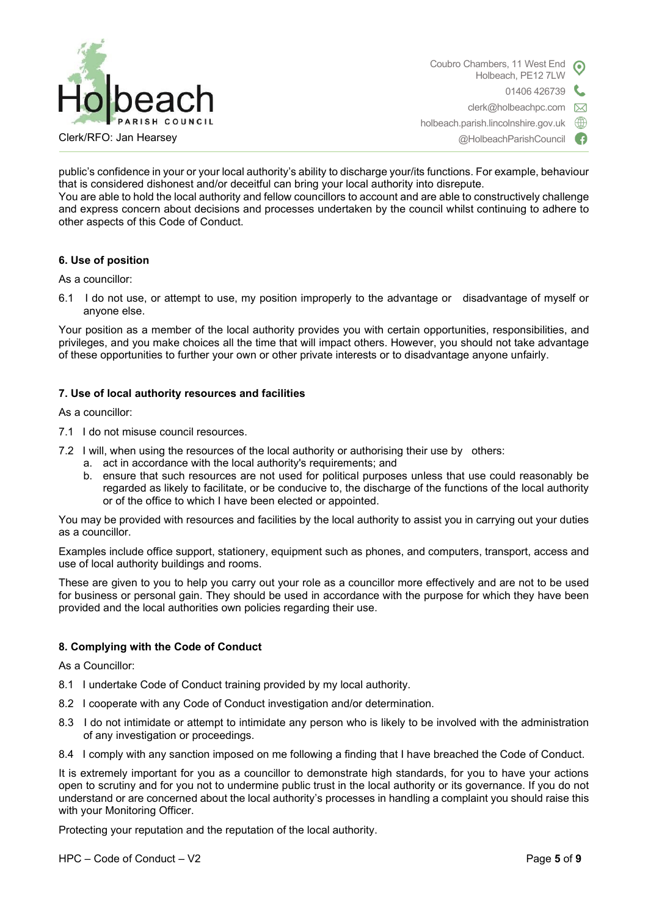public's confidence in your or your local authority's ability to discharge your/its functions. For example, behaviour that is considered dishonest and/or deceitful can bring your local authority into disrepute.
You are able to hold the local authority and fellow councillors to account and are able to constructively challenge and express concern about decisions and processes undertaken by the council whilst continuing to adhere to other aspects of this Code of Conduct.

**6. Use of position**

As a councillor:

6.1 I do not use, or attempt to use, my position improperly to the advantage or disadvantage of myself or anyone else.

Your position as a member of the local authority provides you with certain opportunities, responsibilities, and privileges, and you make choices all the time that will impact others. However, you should not take advantage of these opportunities to further your own or other private interests or to disadvantage anyone unfairly.

**7. Use of local authority resources and facilities**

As a councillor:

7.1 I do not misuse council resources.

7.2 I will, when using the resources of the local authority or authorising their use by others:

a. act in accordance with the local authority's requirements; and
b. ensure that such resources are not used for political purposes unless that use could reasonably be regarded as likely to facilitate, or be conducive to, the discharge of the functions of the local authority or of the office to which I have been elected or appointed.

You may be provided with resources and facilities by the local authority to assist you in carrying out your duties as a councillor.

Examples include office support, stationery, equipment such as phones, and computers, transport, access and use of local authority buildings and rooms.

These are given to you to help you carry out your role as a councillor more effectively and are not to be used for business or personal gain. They should be used in accordance with the purpose for which they have been provided and the local authorities own policies regarding their use.

**8. Complying with the Code of Conduct**

As a Councillor:

8.1 I undertake Code of Conduct training provided by my local authority.

8.2 I cooperate with any Code of Conduct investigation and/or determination.

8.3 I do not intimidate or attempt to intimidate any person who is likely to be involved with the administration of any investigation or proceedings.

8.4 I comply with any sanction imposed on me following a finding that I have breached the Code of Conduct.

It is extremely important for you as a councillor to demonstrate high standards, for you to have your actions open to scrutiny and for you not to undermine public trust in the local authority or its governance. If you do not understand or are concerned about the local authority's processes in handling a complaint you should raise this with your Monitoring Officer.

Protecting your reputation and the reputation of the local authority.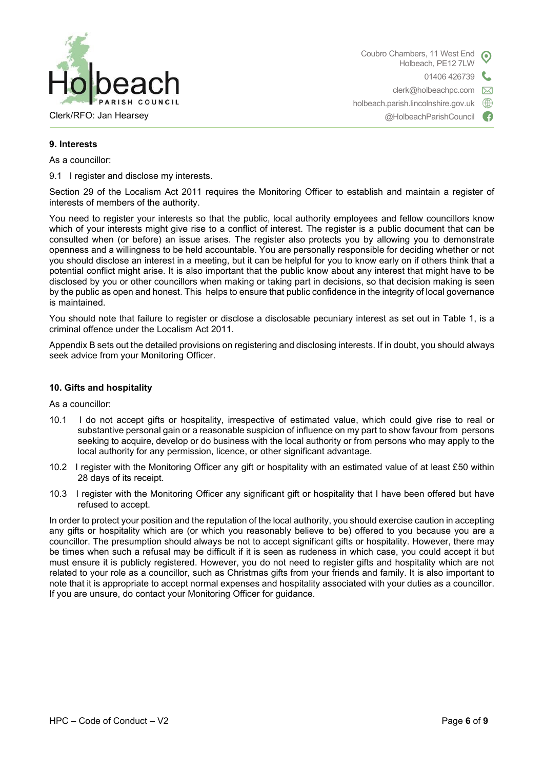### 9. Interests

As a councillor:

9.1 I register and disclose my interests.

Section 29 of the Localism Act 2011 requires the Monitoring Officer to establish and maintain a register of interests of members of the authority.

You need to register your interests so that the public, local authority employees and fellow councillors know which of your interests might give rise to a conflict of interest. The register is a public document that can be consulted when (or before) an issue arises. The register also protects you by allowing you to demonstrate openness and a willingness to be held accountable. You are personally responsible for deciding whether or not you should disclose an interest in a meeting, but it can be helpful for you to know early on if others think that a potential conflict might arise. It is also important that the public know about any interest that might have to be disclosed by you or other councillors when making or taking part in decisions, so that decision making is seen by the public as open and honest. This helps to ensure that public confidence in the integrity of local governance is maintained.

You should note that failure to register or disclose a disclosable pecuniary interest as set out in Table 1, is a criminal offence under the Localism Act 2011.

Appendix B sets out the detailed provisions on registering and disclosing interests. If in doubt, you should always seek advice from your Monitoring Officer.

### 10. Gifts and hospitality

As a councillor:

10.1 I do not accept gifts or hospitality, irrespective of estimated value, which could give rise to real or substantive personal gain or a reasonable suspicion of influence on my part to show favour from persons seeking to acquire, develop or do business with the local authority or from persons who may apply to the local authority for any permission, licence, or other significant advantage.

10.2 I register with the Monitoring Officer any gift or hospitality with an estimated value of at least £50 within 28 days of its receipt.

10.3 I register with the Monitoring Officer any significant gift or hospitality that I have been offered but have refused to accept.

In order to protect your position and the reputation of the local authority, you should exercise caution in accepting any gifts or hospitality which are (or which you reasonably believe to be) offered to you because you are a councillor. The presumption should always be not to accept significant gifts or hospitality. However, there may be times when such a refusal may be difficult if it is seen as rudeness in which case, you could accept it but must ensure it is publicly registered. However, you do not need to register gifts and hospitality which are not related to your role as a councillor, such as Christmas gifts from your friends and family. It is also important to note that it is appropriate to accept normal expenses and hospitality associated with your duties as a councillor. If you are unsure, do contact your Monitoring Officer for guidance.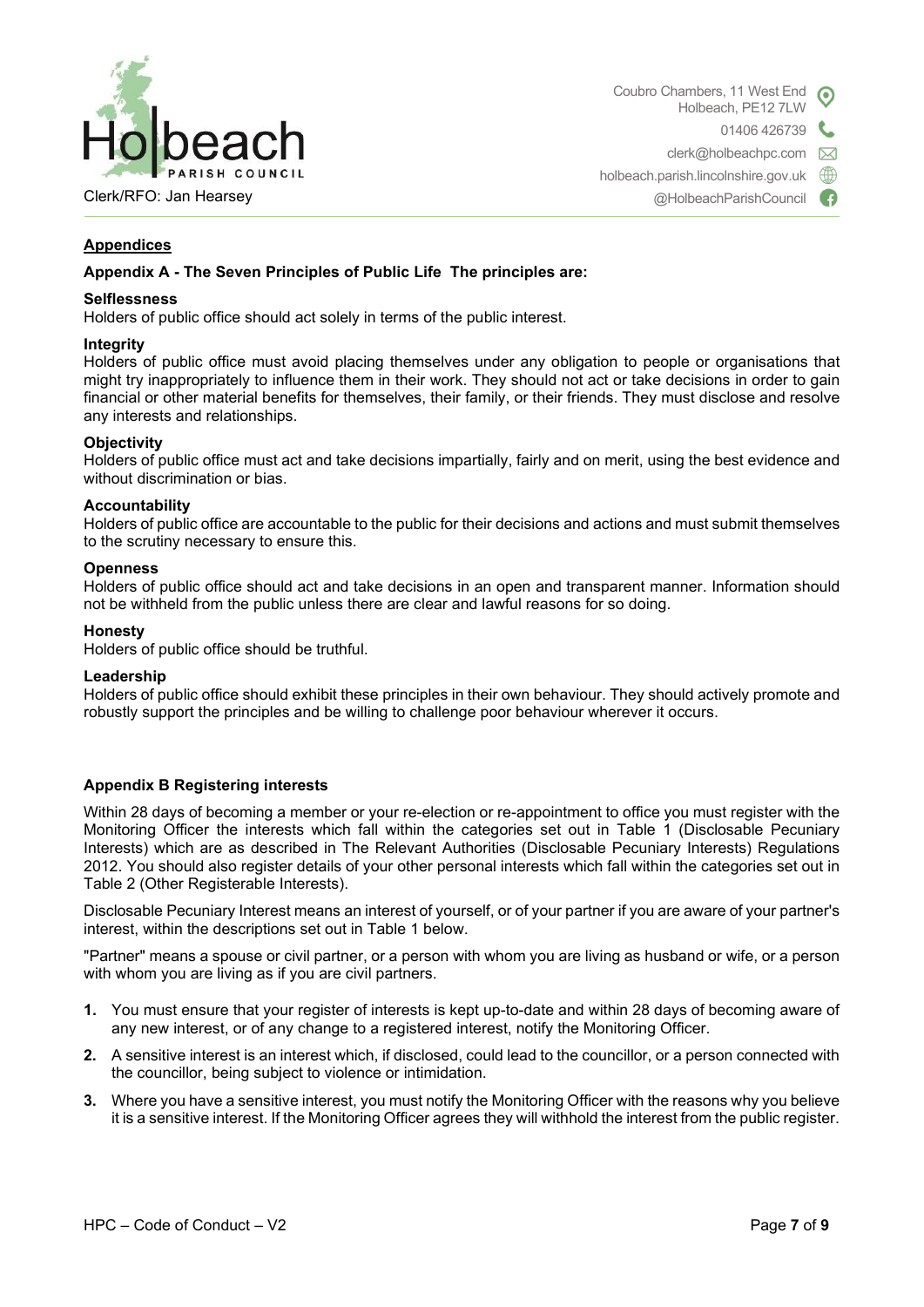## Appendices

### Appendix A - The Seven Principles of Public Life The principles are:

**Selflessness**
Holders of public office should act solely in terms of the public interest.

**Integrity**
Holders of public office must avoid placing themselves under any obligation to people or organisations that might try inappropriately to influence them in their work. They should not act or take decisions in order to gain financial or other material benefits for themselves, their family, or their friends. They must disclose and resolve any interests and relationships.

**Objectivity**
Holders of public office must act and take decisions impartially, fairly and on merit, using the best evidence and without discrimination or bias.

**Accountability**
Holders of public office are accountable to the public for their decisions and actions and must submit themselves to the scrutiny necessary to ensure this.

**Openness**
Holders of public office should act and take decisions in an open and transparent manner. Information should not be withheld from the public unless there are clear and lawful reasons for so doing.

**Honesty**
Holders of public office should be truthful.

**Leadership**
Holders of public office should exhibit these principles in their own behaviour. They should actively promote and robustly support the principles and be willing to challenge poor behaviour wherever it occurs.

### Appendix B Registering interests

Within 28 days of becoming a member or your re-election or re-appointment to office you must register with the Monitoring Officer the interests which fall within the categories set out in Table 1 (Disclosable Pecuniary Interests) which are as described in The Relevant Authorities (Disclosable Pecuniary Interests) Regulations 2012. You should also register details of your other personal interests which fall within the categories set out in Table 2 (Other Registerable Interests).

Disclosable Pecuniary Interest means an interest of yourself, or of your partner if you are aware of your partner's interest, within the descriptions set out in Table 1 below.

"Partner" means a spouse or civil partner, or a person with whom you are living as husband or wife, or a person with whom you are living as if you are civil partners.

1. You must ensure that your register of interests is kept up-to-date and within 28 days of becoming aware of any new interest, or of any change to a registered interest, notify the Monitoring Officer.
2. A sensitive interest is an interest which, if disclosed, could lead to the councillor, or a person connected with the councillor, being subject to violence or intimidation.
3. Where you have a sensitive interest, you must notify the Monitoring Officer with the reasons why you believe it is a sensitive interest. If the Monitoring Officer agrees they will withhold the interest from the public register.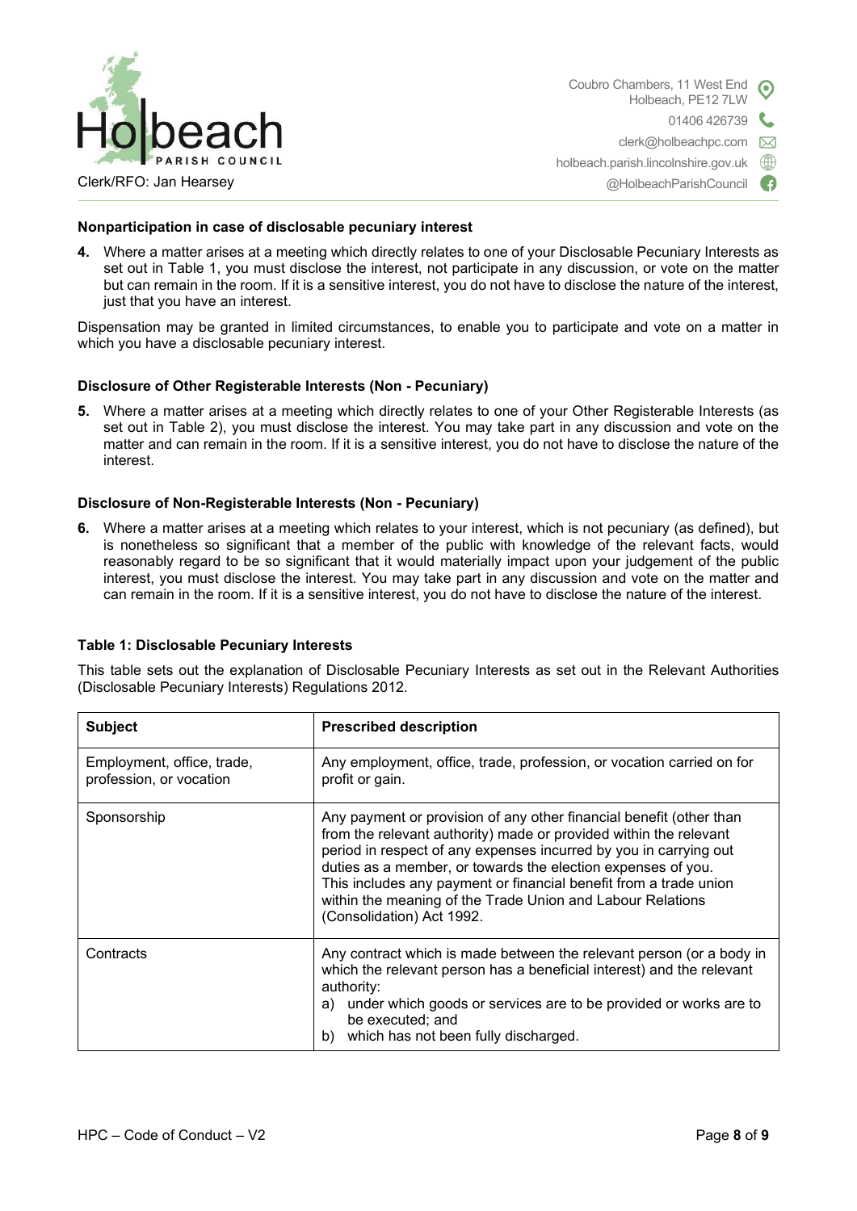**Nonparticipation in case of disclosable pecuniary interest**

4. Where a matter arises at a meeting which directly relates to one of your Disclosable Pecuniary Interests as set out in Table 1, you must disclose the interest, not participate in any discussion, or vote on the matter but can remain in the room. If it is a sensitive interest, you do not have to disclose the nature of the interest, just that you have an interest.

Dispensation may be granted in limited circumstances, to enable you to participate and vote on a matter in which you have a disclosable pecuniary interest.

**Disclosure of Other Registerable Interests (Non - Pecuniary)**

5. Where a matter arises at a meeting which directly relates to one of your Other Registerable Interests (as set out in Table 2), you must disclose the interest. You may take part in any discussion and vote on the matter and can remain in the room. If it is a sensitive interest, you do not have to disclose the nature of the interest.

**Disclosure of Non-Registerable Interests (Non - Pecuniary)**

6. Where a matter arises at a meeting which relates to your interest, which is not pecuniary (as defined), but is nonetheless so significant that a member of the public with knowledge of the relevant facts, would reasonably regard to be so significant that it would materially impact upon your judgement of the public interest, you must disclose the interest. You may take part in any discussion and vote on the matter and can remain in the room. If it is a sensitive interest, you do not have to disclose the nature of the interest.

**Table 1: Disclosable Pecuniary Interests**

This table sets out the explanation of Disclosable Pecuniary Interests as set out in the Relevant Authorities (Disclosable Pecuniary Interests) Regulations 2012.

| Subject | Prescribed description |
|---|---|
| Employment, office, trade, profession, or vocation | Any employment, office, trade, profession, or vocation carried on for profit or gain. |
| Sponsorship | Any payment or provision of any other financial benefit (other than from the relevant authority) made or provided within the relevant period in respect of any expenses incurred by you in carrying out duties as a member, or towards the election expenses of you. This includes any payment or financial benefit from a trade union within the meaning of the Trade Union and Labour Relations (Consolidation) Act 1992. |
| Contracts | Any contract which is made between the relevant person (or a body in which the relevant person has a beneficial interest) and the relevant authority: a) under which goods or services are to be provided or works are to be executed; and b) which has not been fully discharged. |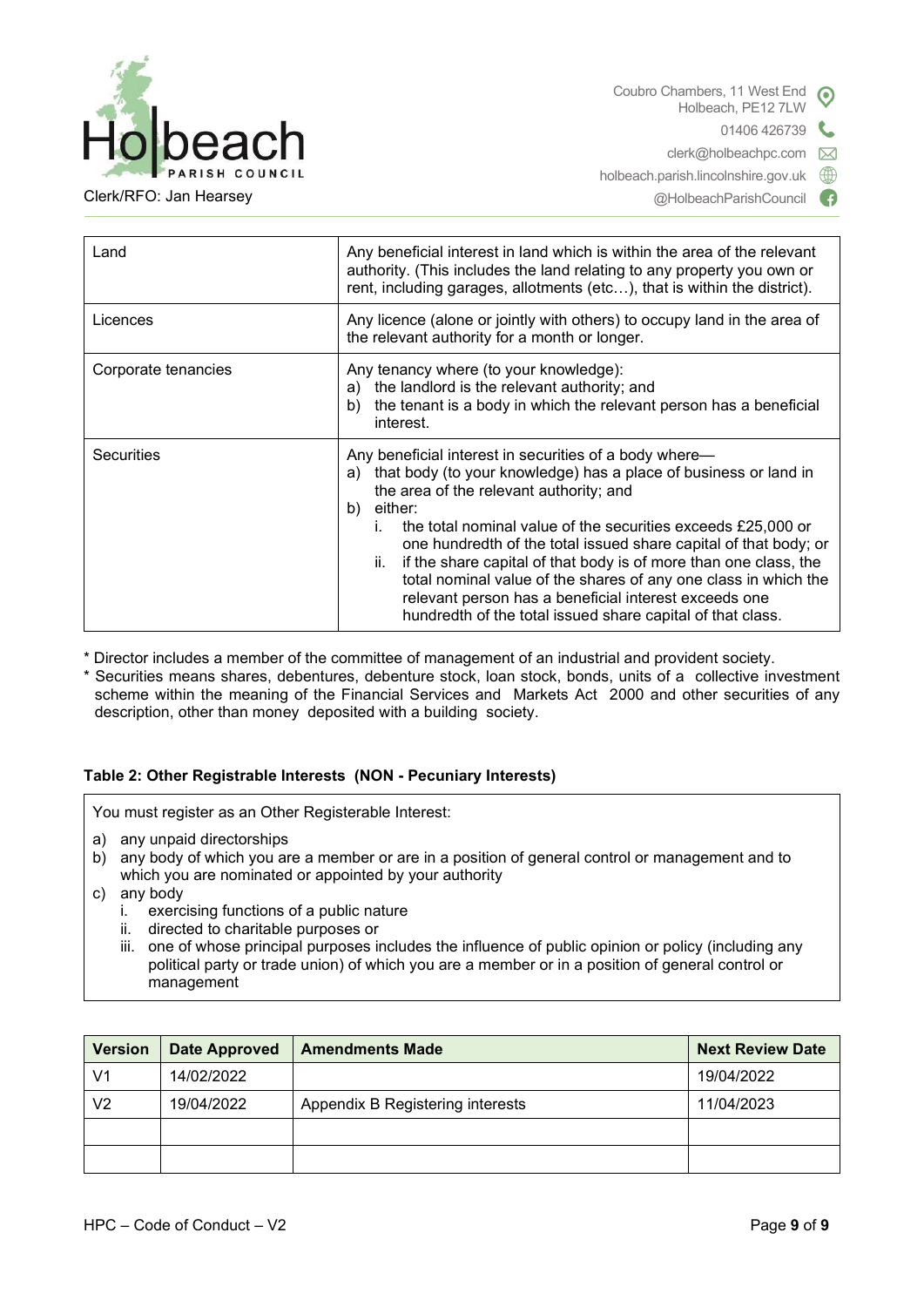Coubro Chambers, 11 West End
Holbeach, PE12 7LW
01406 426739
clerk@holbeachpc.com
holbeach.parish.lincolnshire.gov.uk
@HolbeachParishCouncil

Clerk/RFO: Jan Hearsey

| | |
|---|---|
| Land | Any beneficial interest in land which is within the area of the relevant authority. (This includes the land relating to any property you own or rent, including garages, allotments (etc…), that is within the district). |
| Licences | Any licence (alone or jointly with others) to occupy land in the area of the relevant authority for a month or longer. |
| Corporate tenancies | Any tenancy where (to your knowledge):<br>a) the landlord is the relevant authority; and<br>b) the tenant is a body in which the relevant person has a beneficial interest. |
| Securities | Any beneficial interest in securities of a body where—<br>a) that body (to your knowledge) has a place of business or land in the area of the relevant authority; and<br>b) either:<br>i. the total nominal value of the securities exceeds £25,000 or one hundredth of the total issued share capital of that body; or<br>ii. if the share capital of that body is of more than one class, the total nominal value of the shares of any one class in which the relevant person has a beneficial interest exceeds one hundredth of the total issued share capital of that class. |

* Director includes a member of the committee of management of an industrial and provident society.
* Securities means shares, debentures, debenture stock, loan stock, bonds, units of a collective investment scheme within the meaning of the Financial Services and Markets Act 2000 and other securities of any description, other than money deposited with a building society.

**Table 2: Other Registrable Interests (NON - Pecuniary Interests)**

You must register as an Other Registerable Interest:

a) any unpaid directorships
b) any body of which you are a member or are in a position of general control or management and to which you are nominated or appointed by your authority
c) any body
   i. exercising functions of a public nature
   ii. directed to charitable purposes or
   iii. one of whose principal purposes includes the influence of public opinion or policy (including any political party or trade union) of which you are a member or in a position of general control or management

| Version | Date Approved | Amendments Made | Next Review Date |
|---|---|---|---|
| V1 | 14/02/2022 | | 19/04/2022 |
| V2 | 19/04/2022 | Appendix B Registering interests | 11/04/2023 |
| | | | |
| | | | |